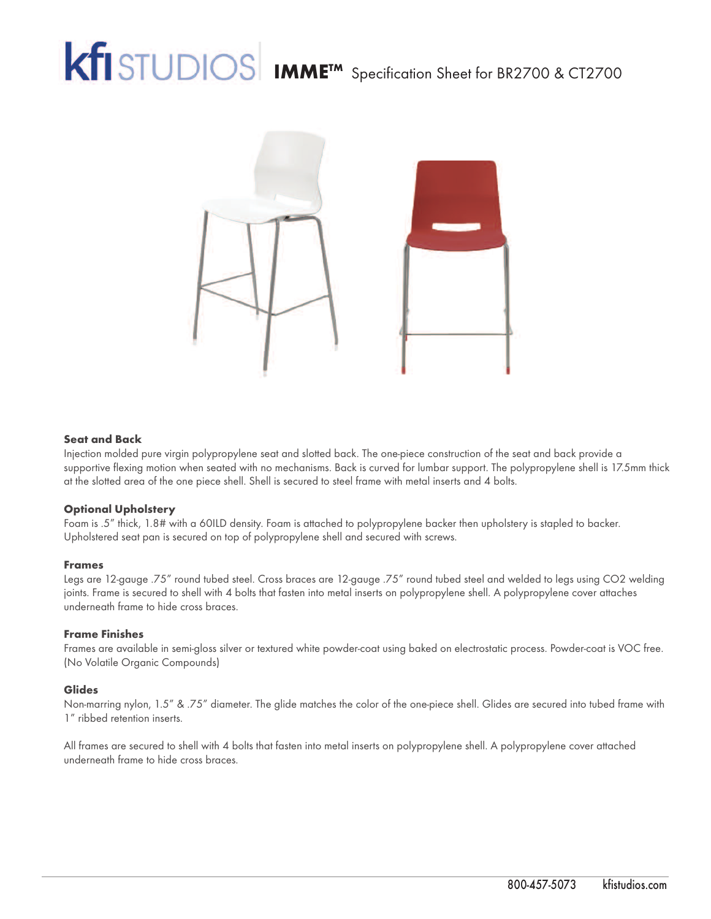# kfi STUDIOS **IMME™** Specification Sheet for BR2700 & CT2700

**Seat and Back**

Injection molded pure virgin polypropylene seat and slotted back. The one-piece construction of the seat and back provide a supportive flexing motion when seated with no mechanisms. Back is curved for lumbar support. The polypropylene shell is 17.5mm thick at the slotted area of the one piece shell. Shell is secured to steel frame with metal inserts and 4 bolts.

**Optional Upholstery**

Foam is .5" thick, 1.8# with a 60ILD density. Foam is attached to polypropylene backer then upholstery is stapled to backer. Upholstered seat pan is secured on top of polypropylene shell and secured with screws.

**Frames**

Legs are 12-gauge .75" round tubed steel. Cross braces are 12-gauge .75" round tubed steel and welded to legs using CO2 welding joints. Frame is secured to shell with 4 bolts that fasten into metal inserts on polypropylene shell. A polypropylene cover attaches underneath frame to hide cross braces.

**Frame Finishes**

Frames are available in semi-gloss silver or textured white powder-coat using baked on electrostatic process. Powder-coat is VOC free. (No Volatile Organic Compounds)

**Glides**

Non-marring nylon, 1.5" & .75" diameter. The glide matches the color of the one-piece shell. Glides are secured into tubed frame with 1" ribbed retention inserts.

All frames are secured to shell with 4 bolts that fasten into metal inserts on polypropylene shell. A polypropylene cover attached underneath frame to hide cross braces.

800-457-5073 kfistudios.com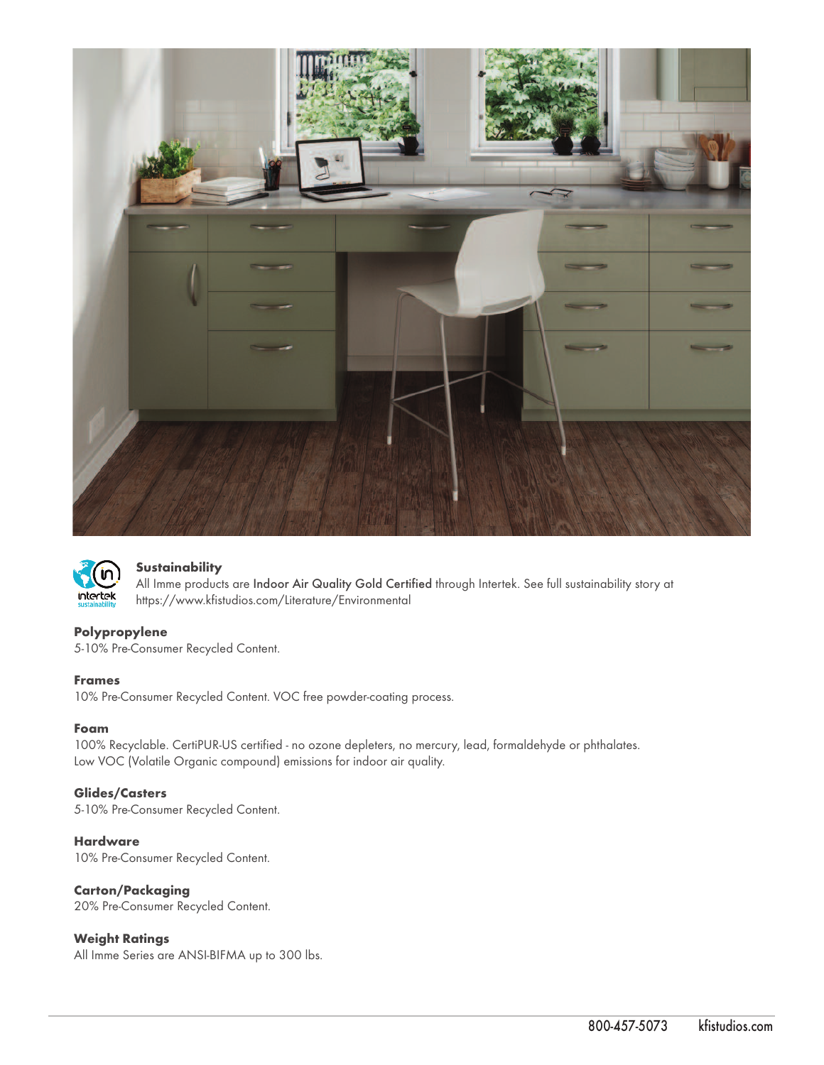## Sustainability

All Imme products are Indoor Air Quality Gold Certified through Intertek. See full sustainability story at https://www.kfistudios.com/Literature/Environmental

**Polypropylene**
5-10% Pre-Consumer Recycled Content.

**Frames**
10% Pre-Consumer Recycled Content. VOC free powder-coating process.

**Foam**
100% Recyclable. CertiPUR-US certified - no ozone depleters, no mercury, lead, formaldehyde or phthalates.
Low VOC (Volatile Organic compound) emissions for indoor air quality.

**Glides/Casters**
5-10% Pre-Consumer Recycled Content.

**Hardware**
10% Pre-Consumer Recycled Content.

**Carton/Packaging**
20% Pre-Consumer Recycled Content.

**Weight Ratings**
All Imme Series are ANSI-BIFMA up to 300 lbs.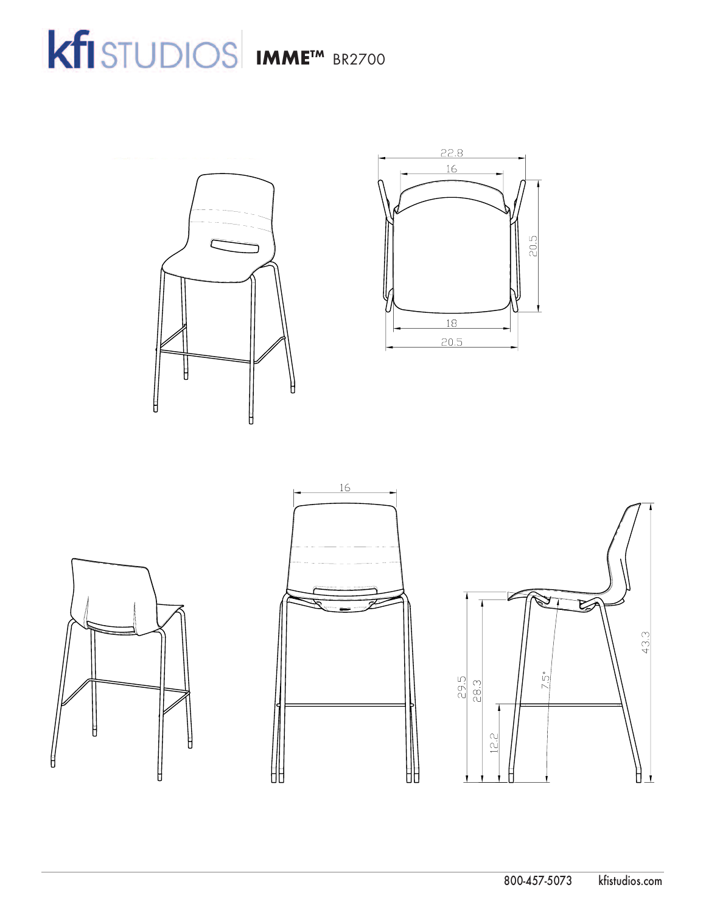# kfi STUDIOS IMME™ BR2700

22.8

16

20.5

18

20.5

16

29.5

28.3

12.2

7.5°

43.3

800-457-5073 kfistudios.com